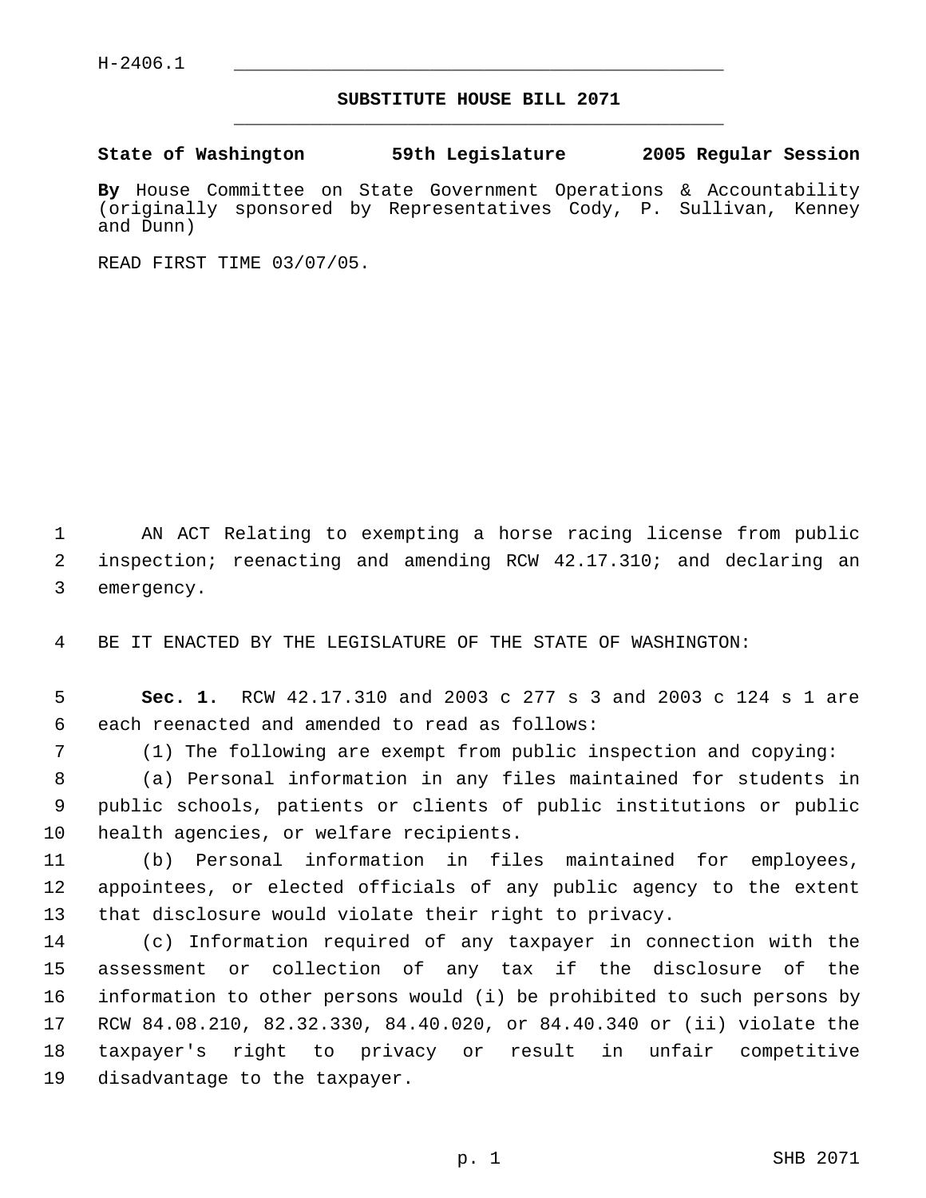H-2406.1

# SUBSTITUTE HOUSE BILL 2071

**State of Washington 59th Legislature 2005 Regular Session**

**By** House Committee on State Government Operations & Accountability (originally sponsored by Representatives Cody, P. Sullivan, Kenney and Dunn)

READ FIRST TIME 03/07/05.

AN ACT Relating to exempting a horse racing license from public inspection; reenacting and amending RCW 42.17.310; and declaring an emergency.

BE IT ENACTED BY THE LEGISLATURE OF THE STATE OF WASHINGTON:

**Sec. 1.** RCW 42.17.310 and 2003 c 277 s 3 and 2003 c 124 s 1 are each reenacted and amended to read as follows:

(1) The following are exempt from public inspection and copying:

(a) Personal information in any files maintained for students in public schools, patients or clients of public institutions or public health agencies, or welfare recipients.

(b) Personal information in files maintained for employees, appointees, or elected officials of any public agency to the extent that disclosure would violate their right to privacy.

(c) Information required of any taxpayer in connection with the assessment or collection of any tax if the disclosure of the information to other persons would (i) be prohibited to such persons by RCW 84.08.210, 82.32.330, 84.40.020, or 84.40.340 or (ii) violate the taxpayer's right to privacy or result in unfair competitive disadvantage to the taxpayer.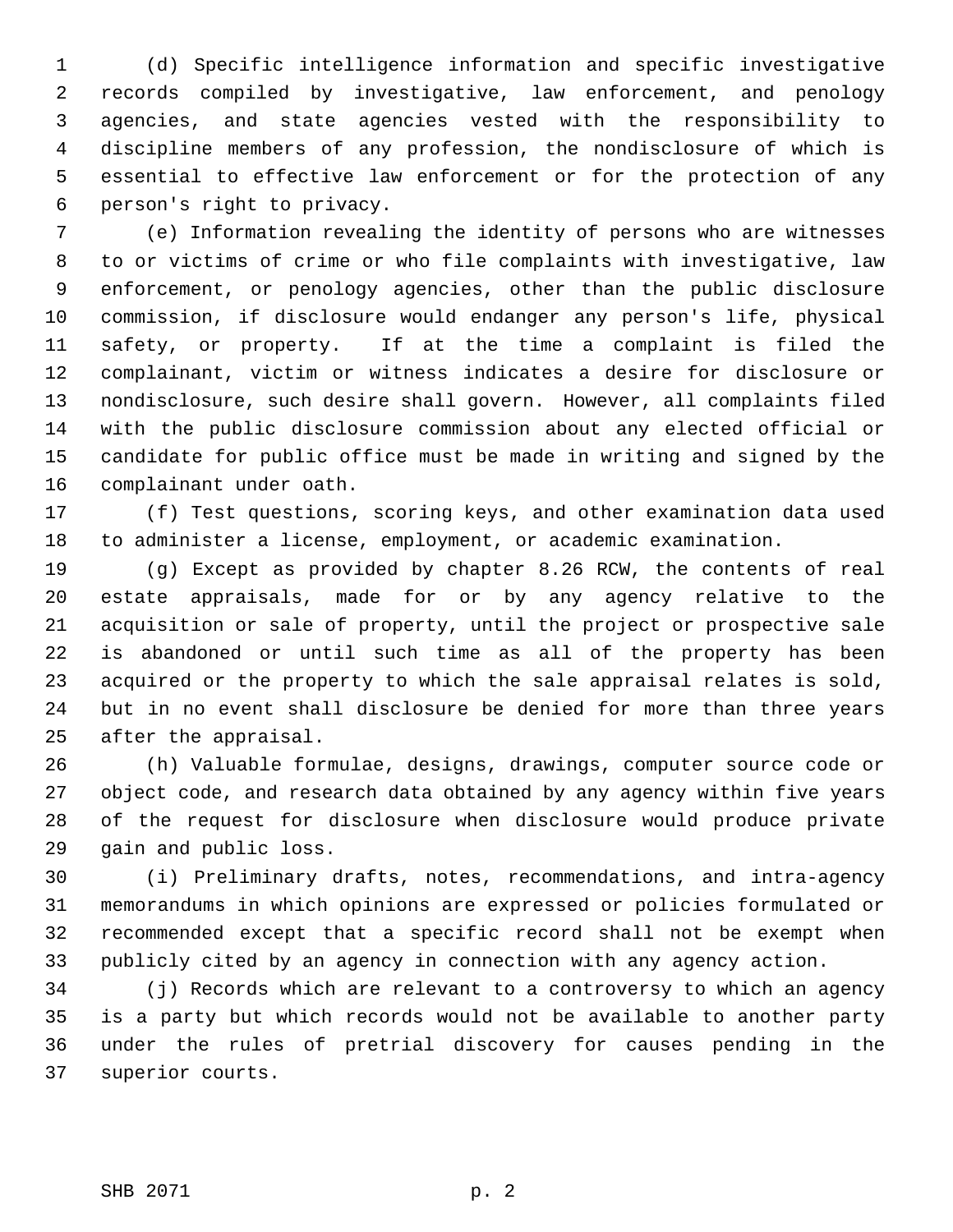(d) Specific intelligence information and specific investigative records compiled by investigative, law enforcement, and penology agencies, and state agencies vested with the responsibility to discipline members of any profession, the nondisclosure of which is essential to effective law enforcement or for the protection of any person's right to privacy.

(e) Information revealing the identity of persons who are witnesses to or victims of crime or who file complaints with investigative, law enforcement, or penology agencies, other than the public disclosure commission, if disclosure would endanger any person's life, physical safety, or property. If at the time a complaint is filed the complainant, victim or witness indicates a desire for disclosure or nondisclosure, such desire shall govern. However, all complaints filed with the public disclosure commission about any elected official or candidate for public office must be made in writing and signed by the complainant under oath.

(f) Test questions, scoring keys, and other examination data used to administer a license, employment, or academic examination.

(g) Except as provided by chapter 8.26 RCW, the contents of real estate appraisals, made for or by any agency relative to the acquisition or sale of property, until the project or prospective sale is abandoned or until such time as all of the property has been acquired or the property to which the sale appraisal relates is sold, but in no event shall disclosure be denied for more than three years after the appraisal.

(h) Valuable formulae, designs, drawings, computer source code or object code, and research data obtained by any agency within five years of the request for disclosure when disclosure would produce private gain and public loss.

(i) Preliminary drafts, notes, recommendations, and intra-agency memorandums in which opinions are expressed or policies formulated or recommended except that a specific record shall not be exempt when publicly cited by an agency in connection with any agency action.

(j) Records which are relevant to a controversy to which an agency is a party but which records would not be available to another party under the rules of pretrial discovery for causes pending in the superior courts.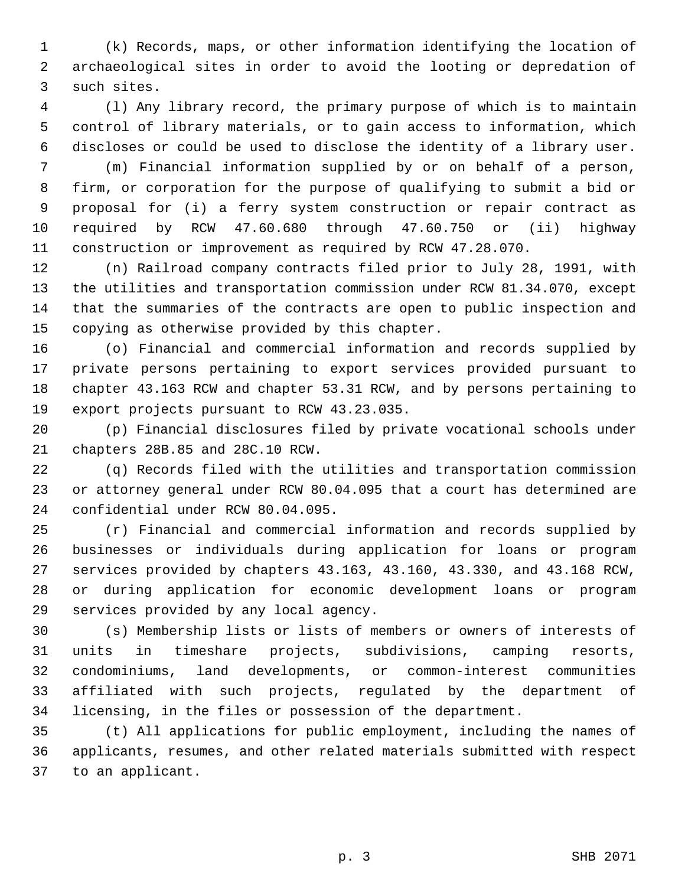(k) Records, maps, or other information identifying the location of archaeological sites in order to avoid the looting or depredation of such sites.

(l) Any library record, the primary purpose of which is to maintain control of library materials, or to gain access to information, which discloses or could be used to disclose the identity of a library user.

(m) Financial information supplied by or on behalf of a person, firm, or corporation for the purpose of qualifying to submit a bid or proposal for (i) a ferry system construction or repair contract as required by RCW 47.60.680 through 47.60.750 or (ii) highway construction or improvement as required by RCW 47.28.070.

(n) Railroad company contracts filed prior to July 28, 1991, with the utilities and transportation commission under RCW 81.34.070, except that the summaries of the contracts are open to public inspection and copying as otherwise provided by this chapter.

(o) Financial and commercial information and records supplied by private persons pertaining to export services provided pursuant to chapter 43.163 RCW and chapter 53.31 RCW, and by persons pertaining to export projects pursuant to RCW 43.23.035.

(p) Financial disclosures filed by private vocational schools under chapters 28B.85 and 28C.10 RCW.

(q) Records filed with the utilities and transportation commission or attorney general under RCW 80.04.095 that a court has determined are confidential under RCW 80.04.095.

(r) Financial and commercial information and records supplied by businesses or individuals during application for loans or program services provided by chapters 43.163, 43.160, 43.330, and 43.168 RCW, or during application for economic development loans or program services provided by any local agency.

(s) Membership lists or lists of members or owners of interests of units in timeshare projects, subdivisions, camping resorts, condominiums, land developments, or common-interest communities affiliated with such projects, regulated by the department of licensing, in the files or possession of the department.

(t) All applications for public employment, including the names of applicants, resumes, and other related materials submitted with respect to an applicant.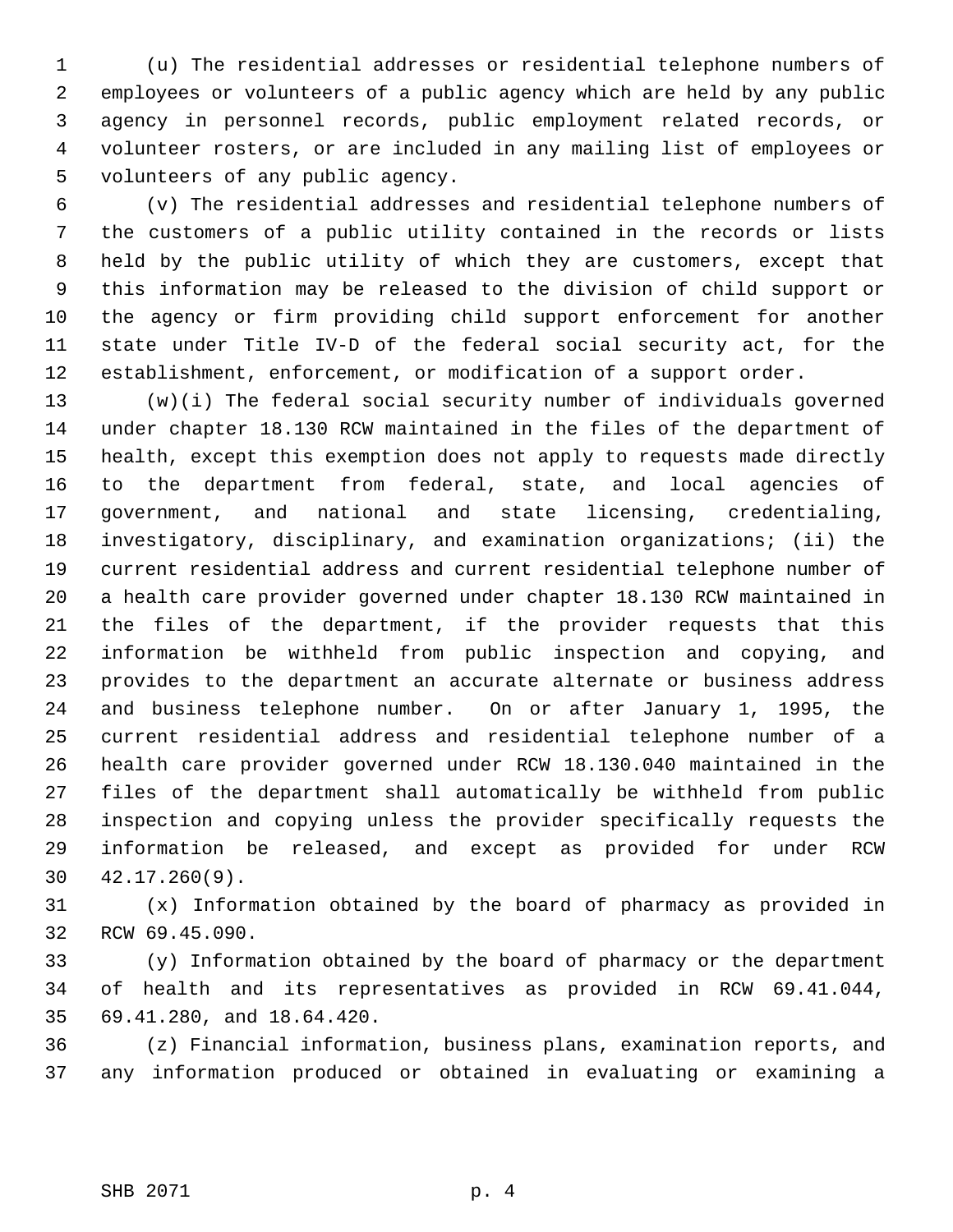(u) The residential addresses or residential telephone numbers of employees or volunteers of a public agency which are held by any public agency in personnel records, public employment related records, or volunteer rosters, or are included in any mailing list of employees or volunteers of any public agency.

(v) The residential addresses and residential telephone numbers of the customers of a public utility contained in the records or lists held by the public utility of which they are customers, except that this information may be released to the division of child support or the agency or firm providing child support enforcement for another state under Title IV-D of the federal social security act, for the establishment, enforcement, or modification of a support order.

(w)(i) The federal social security number of individuals governed under chapter 18.130 RCW maintained in the files of the department of health, except this exemption does not apply to requests made directly to the department from federal, state, and local agencies of government, and national and state licensing, credentialing, investigatory, disciplinary, and examination organizations; (ii) the current residential address and current residential telephone number of a health care provider governed under chapter 18.130 RCW maintained in the files of the department, if the provider requests that this information be withheld from public inspection and copying, and provides to the department an accurate alternate or business address and business telephone number. On or after January 1, 1995, the current residential address and residential telephone number of a health care provider governed under RCW 18.130.040 maintained in the files of the department shall automatically be withheld from public inspection and copying unless the provider specifically requests the information be released, and except as provided for under RCW 42.17.260(9).

(x) Information obtained by the board of pharmacy as provided in RCW 69.45.090.

(y) Information obtained by the board of pharmacy or the department of health and its representatives as provided in RCW 69.41.044, 69.41.280, and 18.64.420.

(z) Financial information, business plans, examination reports, and any information produced or obtained in evaluating or examining a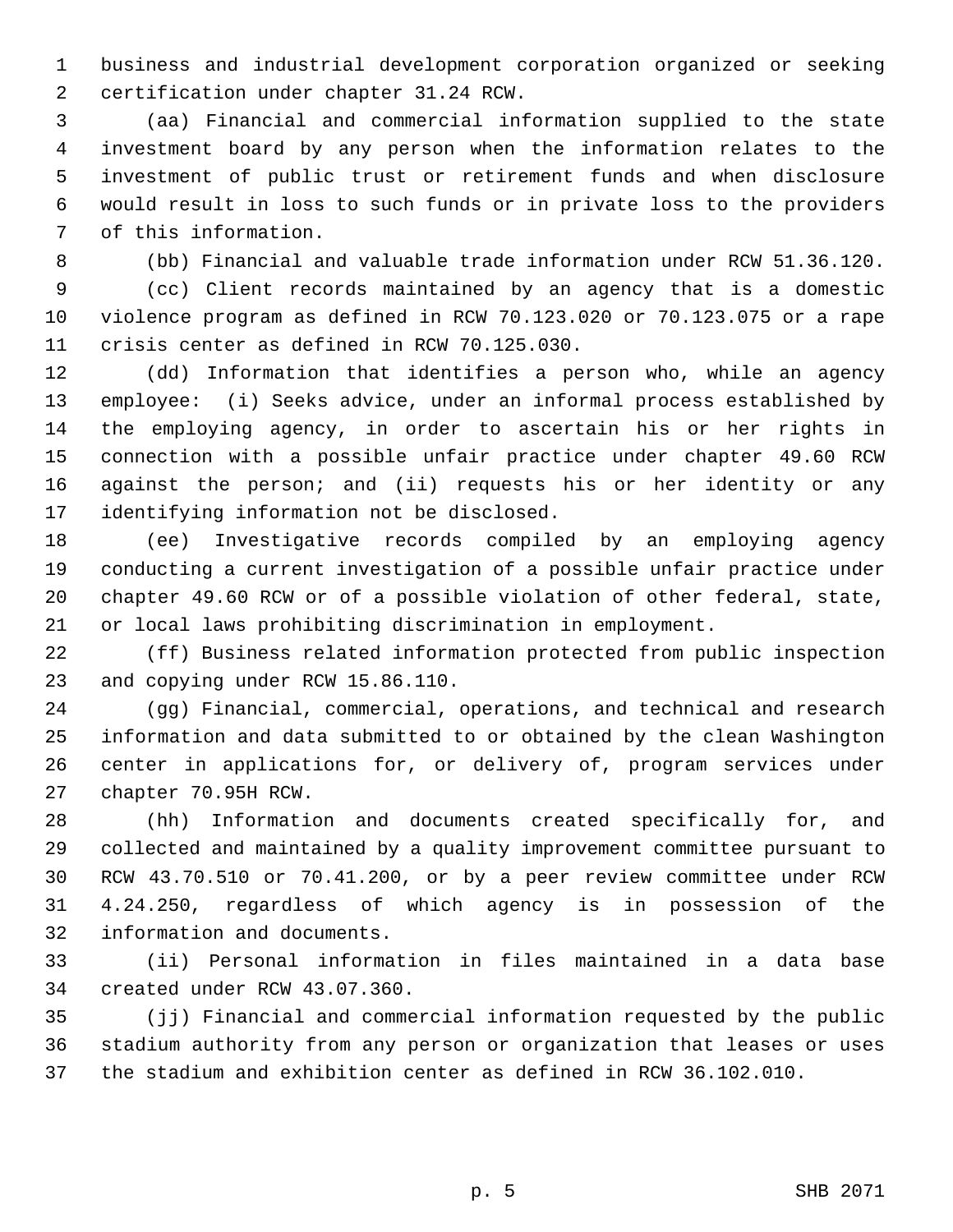business and industrial development corporation organized or seeking certification under chapter 31.24 RCW.

(aa) Financial and commercial information supplied to the state investment board by any person when the information relates to the investment of public trust or retirement funds and when disclosure would result in loss to such funds or in private loss to the providers of this information.

(bb) Financial and valuable trade information under RCW 51.36.120.

(cc) Client records maintained by an agency that is a domestic violence program as defined in RCW 70.123.020 or 70.123.075 or a rape crisis center as defined in RCW 70.125.030.

(dd) Information that identifies a person who, while an agency employee: (i) Seeks advice, under an informal process established by the employing agency, in order to ascertain his or her rights in connection with a possible unfair practice under chapter 49.60 RCW against the person; and (ii) requests his or her identity or any identifying information not be disclosed.

(ee) Investigative records compiled by an employing agency conducting a current investigation of a possible unfair practice under chapter 49.60 RCW or of a possible violation of other federal, state, or local laws prohibiting discrimination in employment.

(ff) Business related information protected from public inspection and copying under RCW 15.86.110.

(gg) Financial, commercial, operations, and technical and research information and data submitted to or obtained by the clean Washington center in applications for, or delivery of, program services under chapter 70.95H RCW.

(hh) Information and documents created specifically for, and collected and maintained by a quality improvement committee pursuant to RCW 43.70.510 or 70.41.200, or by a peer review committee under RCW 4.24.250, regardless of which agency is in possession of the information and documents.

(ii) Personal information in files maintained in a data base created under RCW 43.07.360.

(jj) Financial and commercial information requested by the public stadium authority from any person or organization that leases or uses the stadium and exhibition center as defined in RCW 36.102.010.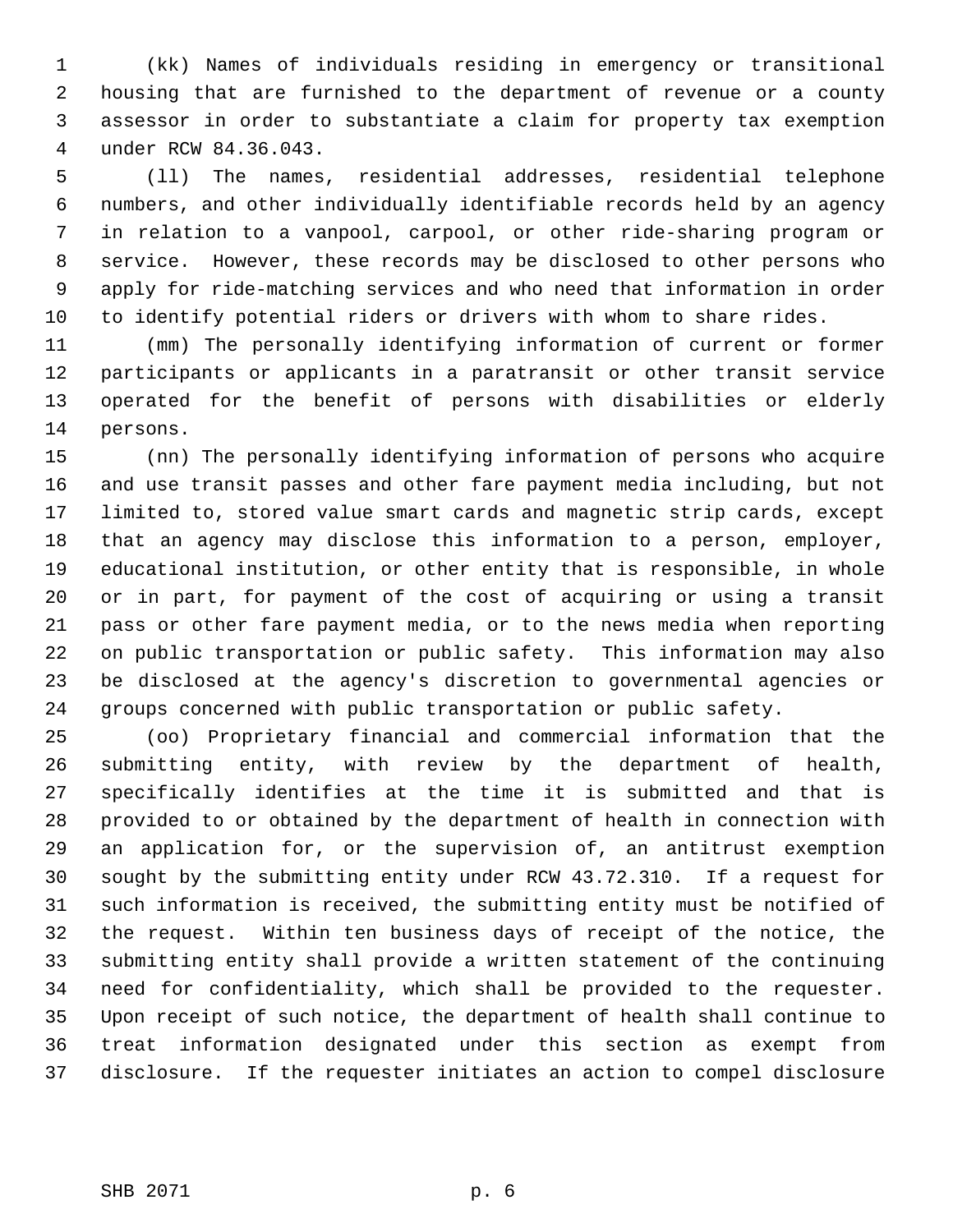(kk) Names of individuals residing in emergency or transitional housing that are furnished to the department of revenue or a county assessor in order to substantiate a claim for property tax exemption under RCW 84.36.043.

(ll) The names, residential addresses, residential telephone numbers, and other individually identifiable records held by an agency in relation to a vanpool, carpool, or other ride-sharing program or service. However, these records may be disclosed to other persons who apply for ride-matching services and who need that information in order to identify potential riders or drivers with whom to share rides.

(mm) The personally identifying information of current or former participants or applicants in a paratransit or other transit service operated for the benefit of persons with disabilities or elderly persons.

(nn) The personally identifying information of persons who acquire and use transit passes and other fare payment media including, but not limited to, stored value smart cards and magnetic strip cards, except that an agency may disclose this information to a person, employer, educational institution, or other entity that is responsible, in whole or in part, for payment of the cost of acquiring or using a transit pass or other fare payment media, or to the news media when reporting on public transportation or public safety. This information may also be disclosed at the agency's discretion to governmental agencies or groups concerned with public transportation or public safety.

(oo) Proprietary financial and commercial information that the submitting entity, with review by the department of health, specifically identifies at the time it is submitted and that is provided to or obtained by the department of health in connection with an application for, or the supervision of, an antitrust exemption sought by the submitting entity under RCW 43.72.310. If a request for such information is received, the submitting entity must be notified of the request. Within ten business days of receipt of the notice, the submitting entity shall provide a written statement of the continuing need for confidentiality, which shall be provided to the requester. Upon receipt of such notice, the department of health shall continue to treat information designated under this section as exempt from disclosure. If the requester initiates an action to compel disclosure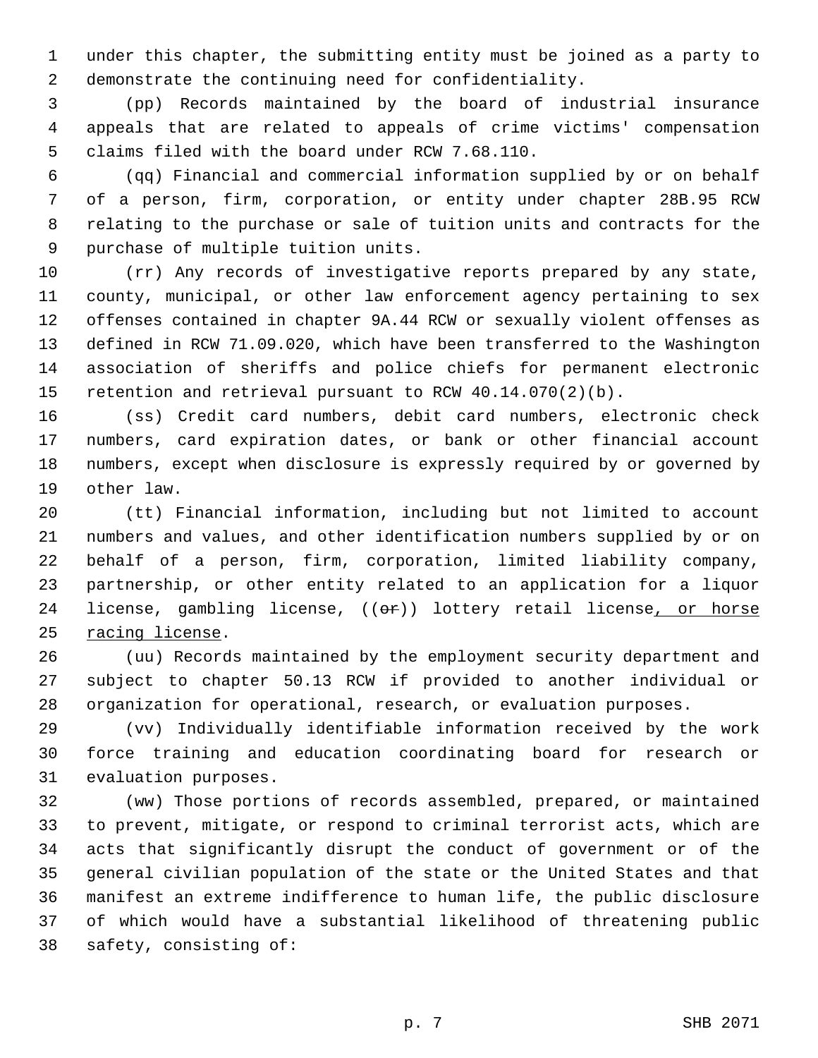under this chapter, the submitting entity must be joined as a party to demonstrate the continuing need for confidentiality.

(pp) Records maintained by the board of industrial insurance appeals that are related to appeals of crime victims' compensation claims filed with the board under RCW 7.68.110.

(qq) Financial and commercial information supplied by or on behalf of a person, firm, corporation, or entity under chapter 28B.95 RCW relating to the purchase or sale of tuition units and contracts for the purchase of multiple tuition units.

(rr) Any records of investigative reports prepared by any state, county, municipal, or other law enforcement agency pertaining to sex offenses contained in chapter 9A.44 RCW or sexually violent offenses as defined in RCW 71.09.020, which have been transferred to the Washington association of sheriffs and police chiefs for permanent electronic retention and retrieval pursuant to RCW 40.14.070(2)(b).

(ss) Credit card numbers, debit card numbers, electronic check numbers, card expiration dates, or bank or other financial account numbers, except when disclosure is expressly required by or governed by other law.

(tt) Financial information, including but not limited to account numbers and values, and other identification numbers supplied by or on behalf of a person, firm, corporation, limited liability company, partnership, or other entity related to an application for a liquor license, gambling license, ((~~or~~)) lottery retail license<u>, or horse racing license</u>.

(uu) Records maintained by the employment security department and subject to chapter 50.13 RCW if provided to another individual or organization for operational, research, or evaluation purposes.

(vv) Individually identifiable information received by the work force training and education coordinating board for research or evaluation purposes.

(ww) Those portions of records assembled, prepared, or maintained to prevent, mitigate, or respond to criminal terrorist acts, which are acts that significantly disrupt the conduct of government or of the general civilian population of the state or the United States and that manifest an extreme indifference to human life, the public disclosure of which would have a substantial likelihood of threatening public safety, consisting of: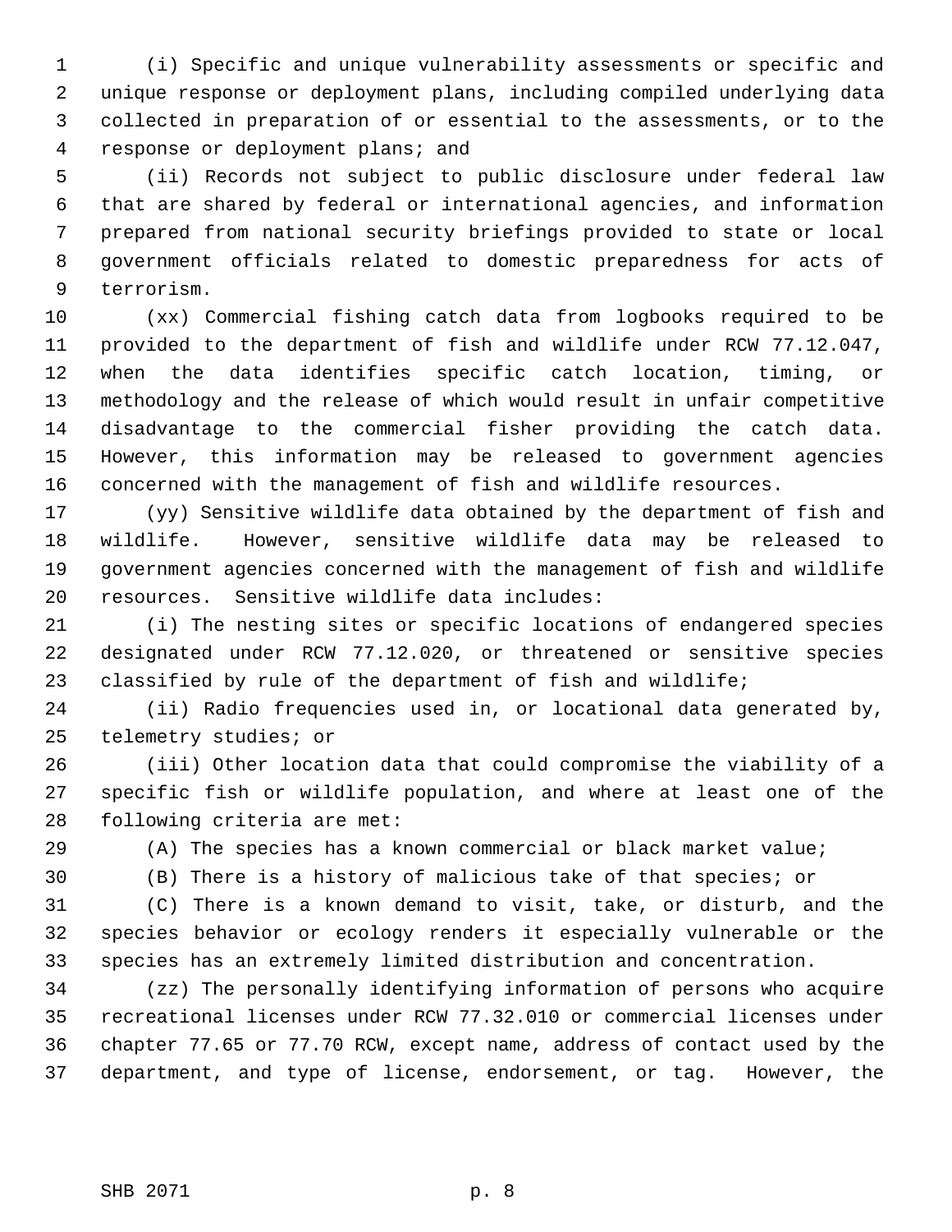(i) Specific and unique vulnerability assessments or specific and unique response or deployment plans, including compiled underlying data collected in preparation of or essential to the assessments, or to the response or deployment plans; and

(ii) Records not subject to public disclosure under federal law that are shared by federal or international agencies, and information prepared from national security briefings provided to state or local government officials related to domestic preparedness for acts of terrorism.

(xx) Commercial fishing catch data from logbooks required to be provided to the department of fish and wildlife under RCW 77.12.047, when the data identifies specific catch location, timing, or methodology and the release of which would result in unfair competitive disadvantage to the commercial fisher providing the catch data. However, this information may be released to government agencies concerned with the management of fish and wildlife resources.

(yy) Sensitive wildlife data obtained by the department of fish and wildlife. However, sensitive wildlife data may be released to government agencies concerned with the management of fish and wildlife resources. Sensitive wildlife data includes:

(i) The nesting sites or specific locations of endangered species designated under RCW 77.12.020, or threatened or sensitive species classified by rule of the department of fish and wildlife;

(ii) Radio frequencies used in, or locational data generated by, telemetry studies; or

(iii) Other location data that could compromise the viability of a specific fish or wildlife population, and where at least one of the following criteria are met:

(A) The species has a known commercial or black market value;

(B) There is a history of malicious take of that species; or

(C) There is a known demand to visit, take, or disturb, and the species behavior or ecology renders it especially vulnerable or the species has an extremely limited distribution and concentration.

(zz) The personally identifying information of persons who acquire recreational licenses under RCW 77.32.010 or commercial licenses under chapter 77.65 or 77.70 RCW, except name, address of contact used by the department, and type of license, endorsement, or tag. However, the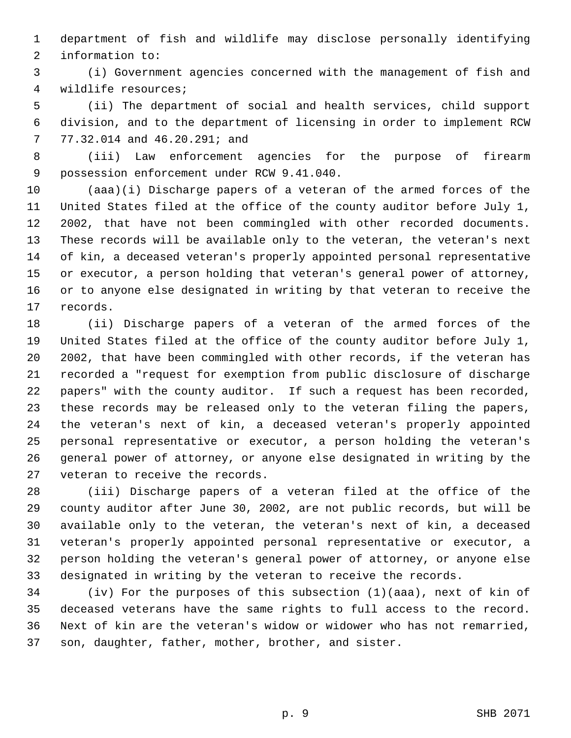department of fish and wildlife may disclose personally identifying information to:

(i) Government agencies concerned with the management of fish and wildlife resources;

(ii) The department of social and health services, child support division, and to the department of licensing in order to implement RCW 77.32.014 and 46.20.291; and

(iii) Law enforcement agencies for the purpose of firearm possession enforcement under RCW 9.41.040.

(aaa)(i) Discharge papers of a veteran of the armed forces of the United States filed at the office of the county auditor before July 1, 2002, that have not been commingled with other recorded documents. These records will be available only to the veteran, the veteran's next of kin, a deceased veteran's properly appointed personal representative or executor, a person holding that veteran's general power of attorney, or to anyone else designated in writing by that veteran to receive the records.

(ii) Discharge papers of a veteran of the armed forces of the United States filed at the office of the county auditor before July 1, 2002, that have been commingled with other records, if the veteran has recorded a "request for exemption from public disclosure of discharge papers" with the county auditor. If such a request has been recorded, these records may be released only to the veteran filing the papers, the veteran's next of kin, a deceased veteran's properly appointed personal representative or executor, a person holding the veteran's general power of attorney, or anyone else designated in writing by the veteran to receive the records.

(iii) Discharge papers of a veteran filed at the office of the county auditor after June 30, 2002, are not public records, but will be available only to the veteran, the veteran's next of kin, a deceased veteran's properly appointed personal representative or executor, a person holding the veteran's general power of attorney, or anyone else designated in writing by the veteran to receive the records.

(iv) For the purposes of this subsection (1)(aaa), next of kin of deceased veterans have the same rights to full access to the record. Next of kin are the veteran's widow or widower who has not remarried, son, daughter, father, mother, brother, and sister.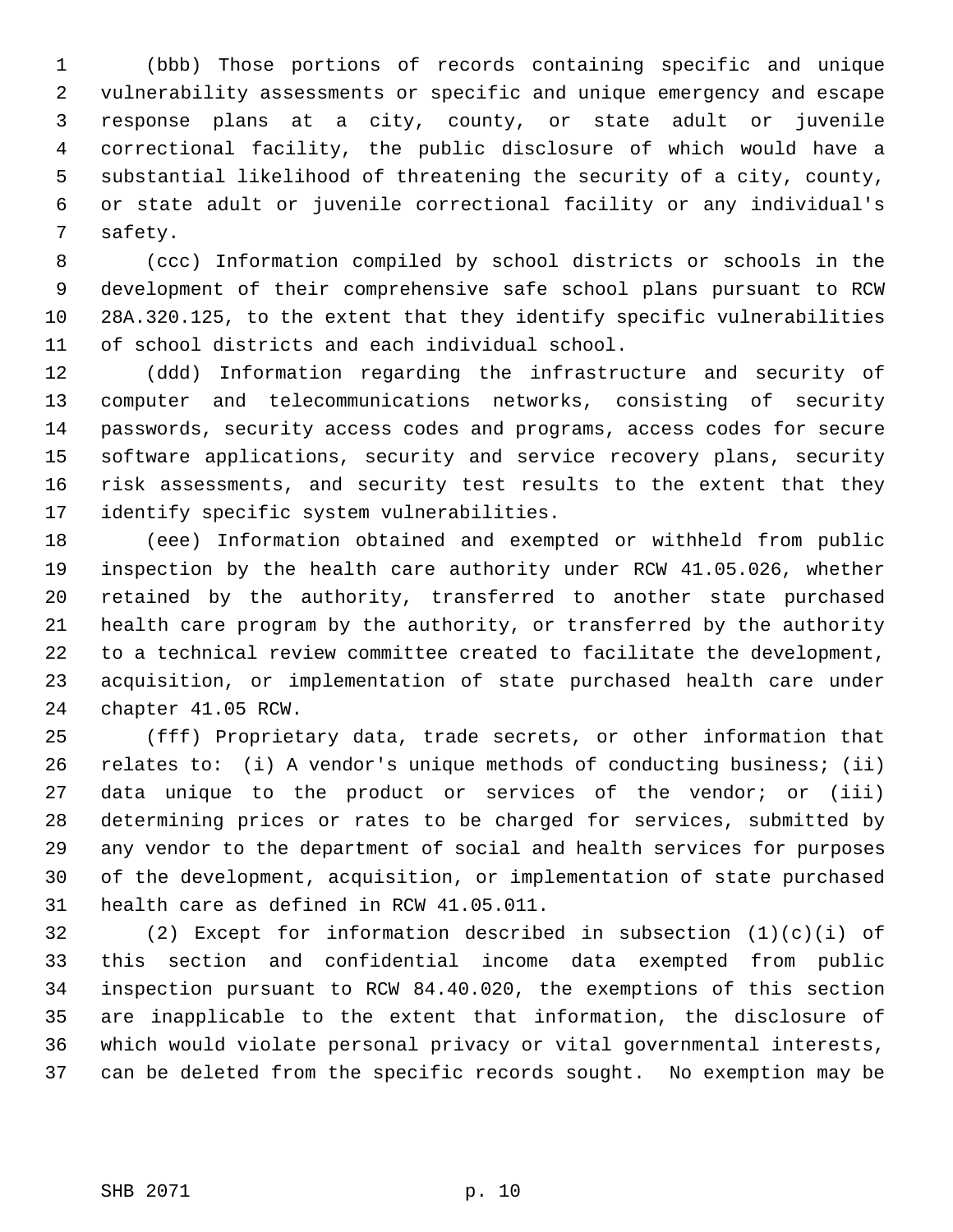(bbb) Those portions of records containing specific and unique vulnerability assessments or specific and unique emergency and escape response plans at a city, county, or state adult or juvenile correctional facility, the public disclosure of which would have a substantial likelihood of threatening the security of a city, county, or state adult or juvenile correctional facility or any individual's safety.

(ccc) Information compiled by school districts or schools in the development of their comprehensive safe school plans pursuant to RCW 28A.320.125, to the extent that they identify specific vulnerabilities of school districts and each individual school.

(ddd) Information regarding the infrastructure and security of computer and telecommunications networks, consisting of security passwords, security access codes and programs, access codes for secure software applications, security and service recovery plans, security risk assessments, and security test results to the extent that they identify specific system vulnerabilities.

(eee) Information obtained and exempted or withheld from public inspection by the health care authority under RCW 41.05.026, whether retained by the authority, transferred to another state purchased health care program by the authority, or transferred by the authority to a technical review committee created to facilitate the development, acquisition, or implementation of state purchased health care under chapter 41.05 RCW.

(fff) Proprietary data, trade secrets, or other information that relates to: (i) A vendor's unique methods of conducting business; (ii) data unique to the product or services of the vendor; or (iii) determining prices or rates to be charged for services, submitted by any vendor to the department of social and health services for purposes of the development, acquisition, or implementation of state purchased health care as defined in RCW 41.05.011.

(2) Except for information described in subsection (1)(c)(i) of this section and confidential income data exempted from public inspection pursuant to RCW 84.40.020, the exemptions of this section are inapplicable to the extent that information, the disclosure of which would violate personal privacy or vital governmental interests, can be deleted from the specific records sought. No exemption may be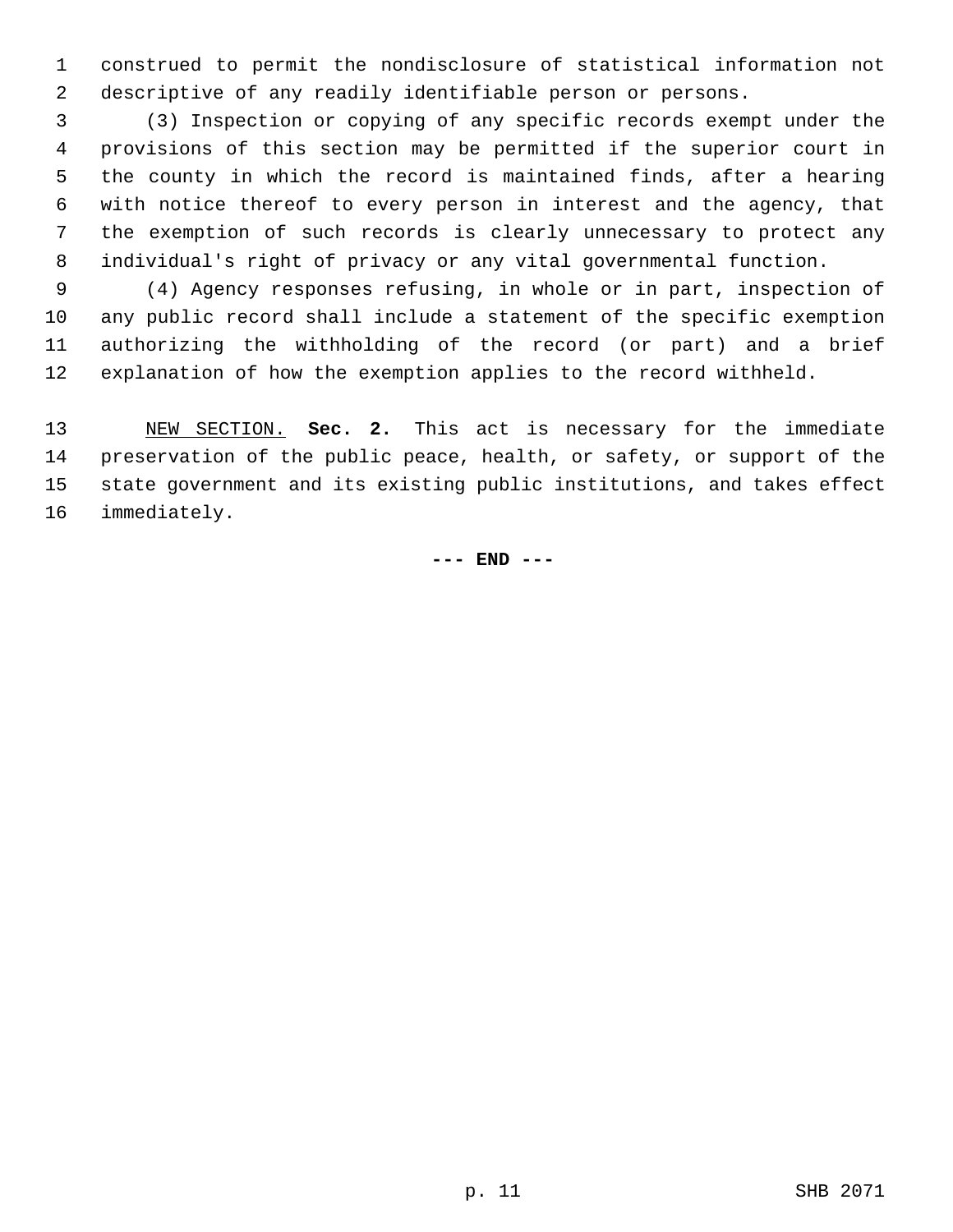construed to permit the nondisclosure of statistical information not descriptive of any readily identifiable person or persons.

(3) Inspection or copying of any specific records exempt under the provisions of this section may be permitted if the superior court in the county in which the record is maintained finds, after a hearing with notice thereof to every person in interest and the agency, that the exemption of such records is clearly unnecessary to protect any individual's right of privacy or any vital governmental function.

(4) Agency responses refusing, in whole or in part, inspection of any public record shall include a statement of the specific exemption authorizing the withholding of the record (or part) and a brief explanation of how the exemption applies to the record withheld.

NEW SECTION. **Sec. 2.** This act is necessary for the immediate preservation of the public peace, health, or safety, or support of the state government and its existing public institutions, and takes effect immediately.

**--- END ---**